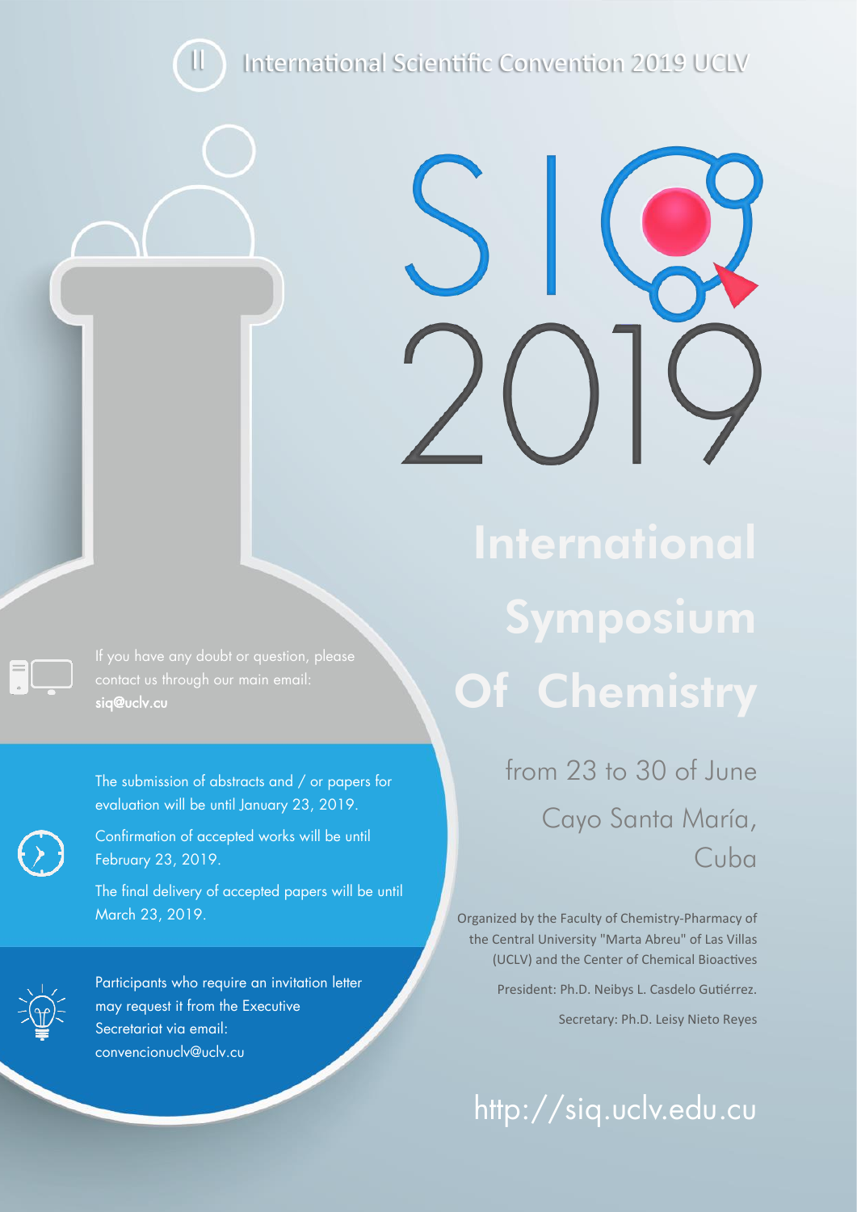II International Scientific Convention 2019 UCLV

# SIQ 2019

# International Symposium Of Chemistry

from 23 to 30 of June

Cayo Santa María, Cuba

Organized by the Faculty of Chemistry-Pharmacy of the Central University "Marta Abreu" of Las Villas (UCLV) and the Center of Chemical Bioactives

President: Ph.D. Neibys L. Casdelo Gutiérrez.

Secretary: Ph.D. Leisy Nieto Reyes

http://siq.uclv.edu.cu

If you have any doubt or question, please contact us through our main email: **siq@uclv.cu**

The submission of abstracts and / or papers for evaluation will be until January 23, 2019.

Confirmation of accepted works will be until February 23, 2019.

The final delivery of accepted papers will be until March 23, 2019.

Participants who require an invitation letter may request it from the Executive Secretariat via email: convencionuclv@uclv.cu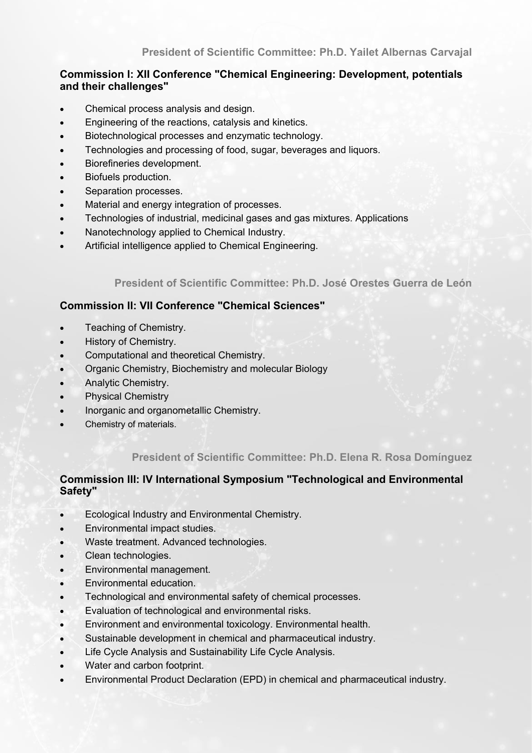**President of Scientific Committee: Ph.D. Yailet Albernas Carvajal**

## Commission I: XII Conference "Chemical Engineering: Development, potentials and their challenges"

- Chemical process analysis and design.
- Engineering of the reactions, catalysis and kinetics.
- Biotechnological processes and enzymatic technology.
- Technologies and processing of food, sugar, beverages and liquors.
- Biorefineries development.
- Biofuels production.
- Separation processes.
- Material and energy integration of processes.
- Technologies of industrial, medicinal gases and gas mixtures. Applications
- Nanotechnology applied to Chemical Industry.
- Artificial intelligence applied to Chemical Engineering.

**President of Scientific Committee: Ph.D. José Orestes Guerra de León**

## Commission II: VII Conference "Chemical Sciences"

- Teaching of Chemistry.
- History of Chemistry.
- Computational and theoretical Chemistry.
- Organic Chemistry, Biochemistry and molecular Biology
- Analytic Chemistry.
- Physical Chemistry
- Inorganic and organometallic Chemistry.
- Chemistry of materials.

**President of Scientific Committee: Ph.D. Elena R. Rosa Domínguez**

## Commission III: IV International Symposium "Technological and Environmental Safety"

- Ecological Industry and Environmental Chemistry.
- Environmental impact studies.
- Waste treatment. Advanced technologies.
- Clean technologies.
- Environmental management.
- Environmental education.
- Technological and environmental safety of chemical processes.
- Evaluation of technological and environmental risks.
- Environment and environmental toxicology. Environmental health.
- Sustainable development in chemical and pharmaceutical industry.
- Life Cycle Analysis and Sustainability Life Cycle Analysis.
- Water and carbon footprint.
- Environmental Product Declaration (EPD) in chemical and pharmaceutical industry.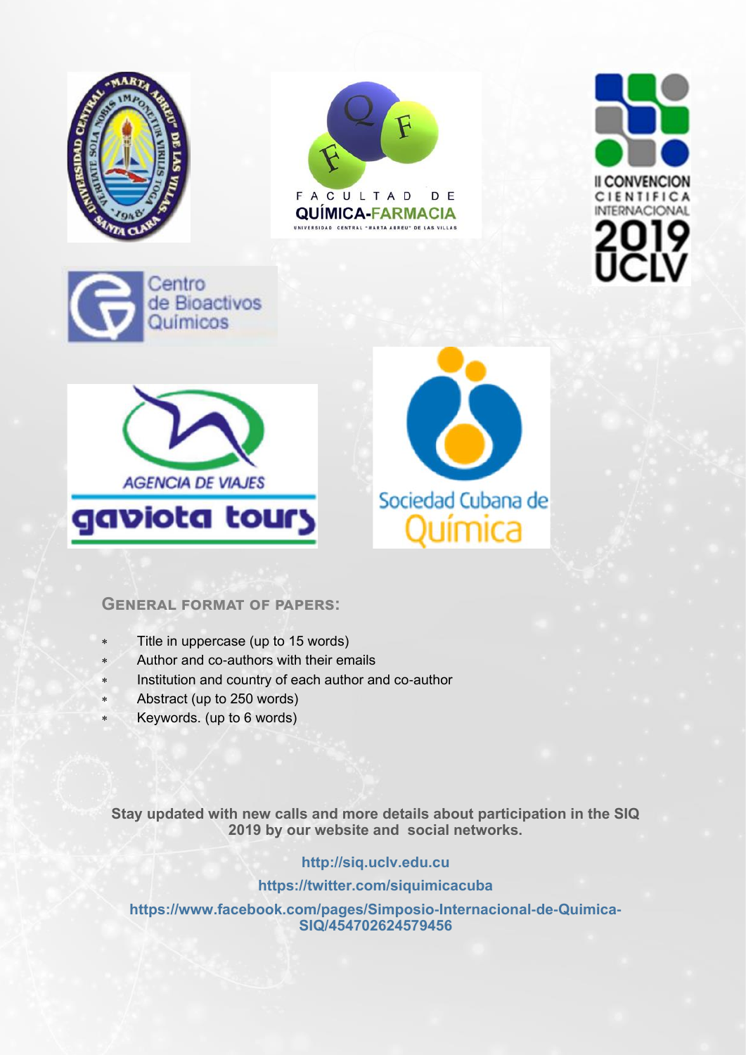## General format of papers:

- Title in uppercase (up to 15 words)
- Author and co-authors with their emails
- Institution and country of each author and co-author
- Abstract (up to 250 words)
- Keywords. (up to 6 words)

**Stay updated with new calls and more details about participation in the SIQ 2019 by our website and social networks.**

**http://siq.uclv.edu.cu**

**https://twitter.com/siquimicacuba**

**https://www.facebook.com/pages/Simposio-Internacional-de-Quimica-SIQ/454702624579456**